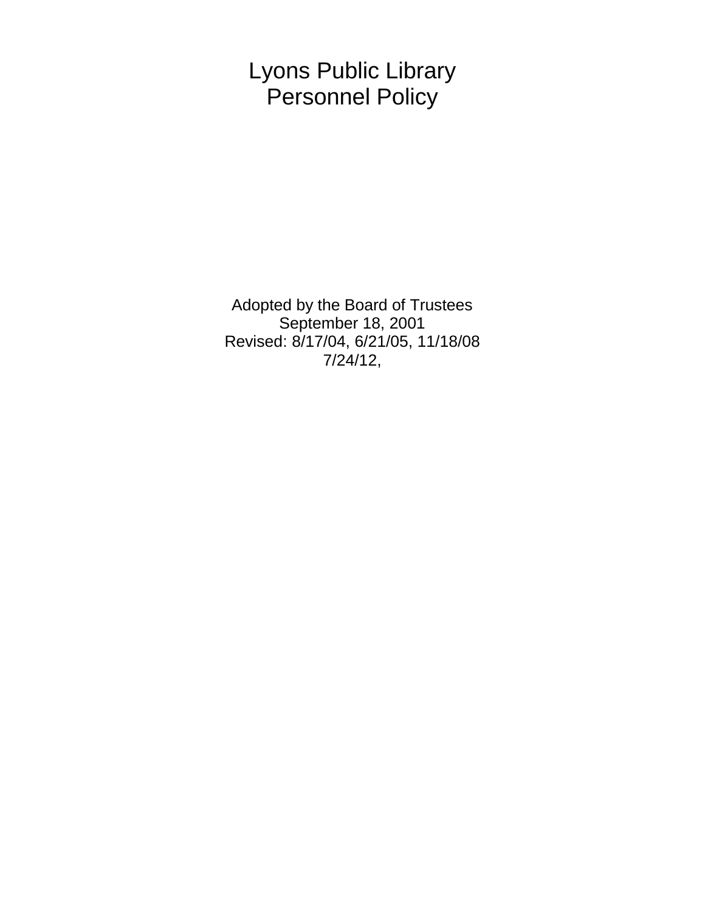# Lyons Public Library
# Personnel Policy

Adopted by the Board of Trustees
September 18, 2001
Revised: 8/17/04, 6/21/05, 11/18/08
7/24/12,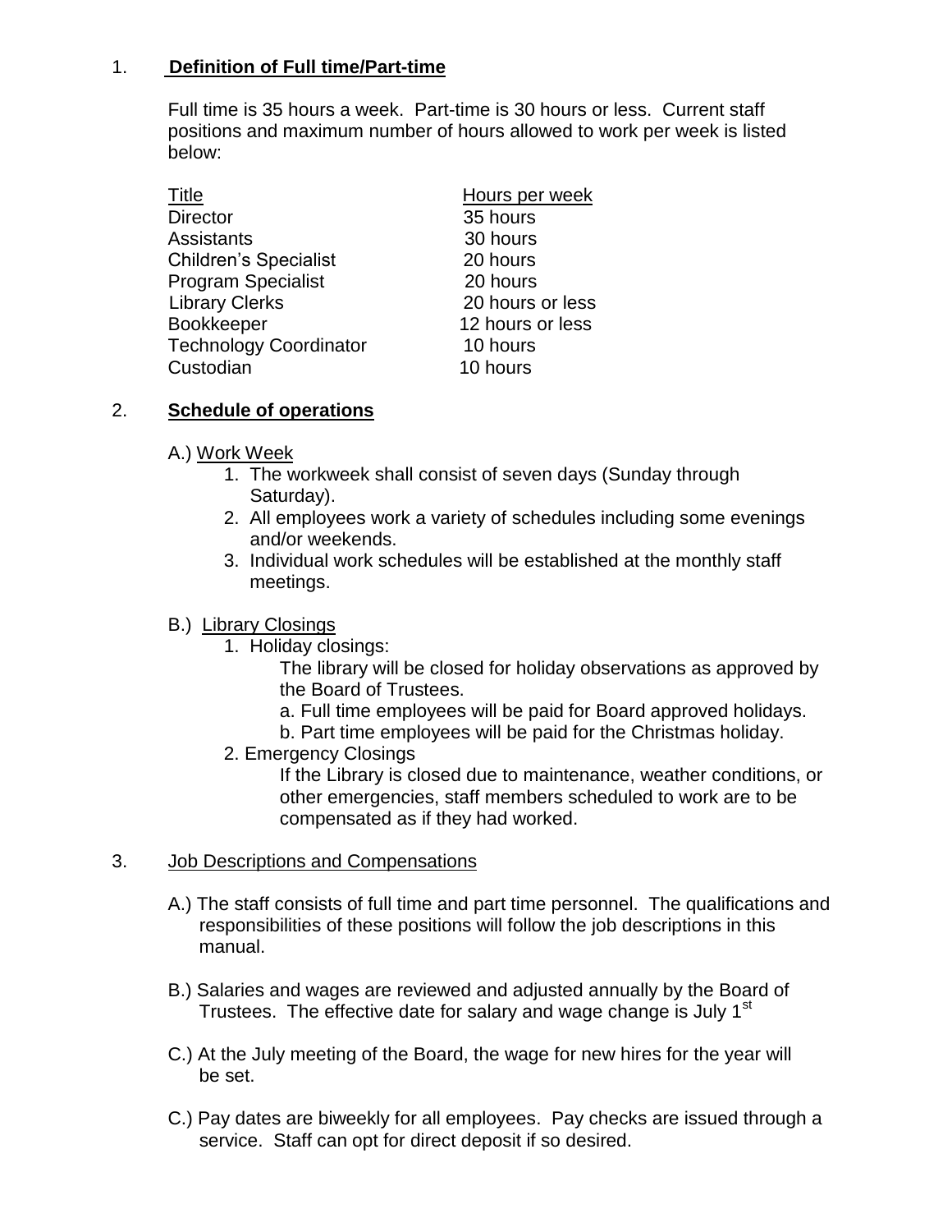1. **Definition of Full time/Part-time**

Full time is 35 hours a week. Part-time is 30 hours or less. Current staff positions and maximum number of hours allowed to work per week is listed below:

| Title | Hours per week |
|---|---|
| Director | 35 hours |
| Assistants | 30 hours |
| Children's Specialist | 20 hours |
| Program Specialist | 20 hours |
| Library Clerks | 20 hours or less |
| Bookkeeper | 12 hours or less |
| Technology Coordinator | 10 hours |
| Custodian | 10 hours |

2. **Schedule of operations**

   A.) Work Week

   1. The workweek shall consist of seven days (Sunday through Saturday).
   2. All employees work a variety of schedules including some evenings and/or weekends.
   3. Individual work schedules will be established at the monthly staff meetings.

   B.) Library Closings

   1. Holiday closings:

      The library will be closed for holiday observations as approved by the Board of Trustees.

      a. Full time employees will be paid for Board approved holidays.

      b. Part time employees will be paid for the Christmas holiday.

   2. Emergency Closings

      If the Library is closed due to maintenance, weather conditions, or other emergencies, staff members scheduled to work are to be compensated as if they had worked.

3. Job Descriptions and Compensations

   A.) The staff consists of full time and part time personnel. The qualifications and responsibilities of these positions will follow the job descriptions in this manual.

   B.) Salaries and wages are reviewed and adjusted annually by the Board of Trustees. The effective date for salary and wage change is July 1st

   C.) At the July meeting of the Board, the wage for new hires for the year will be set.

   C.) Pay dates are biweekly for all employees. Pay checks are issued through a service. Staff can opt for direct deposit if so desired.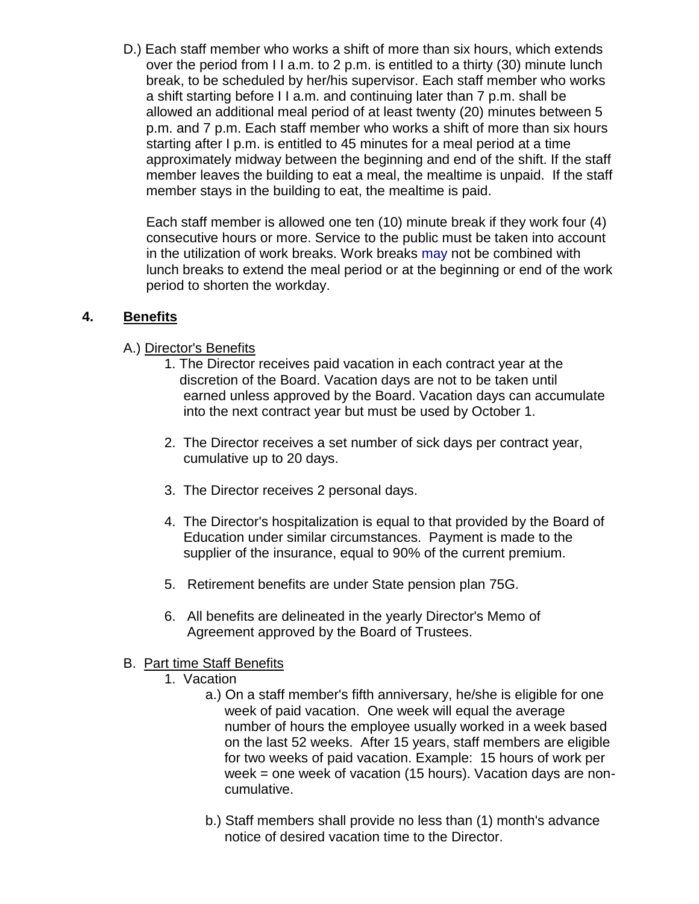D.) Each staff member who works a shift of more than six hours, which extends over the period from I I a.m. to 2 p.m. is entitled to a thirty (30) minute lunch break, to be scheduled by her/his supervisor. Each staff member who works a shift starting before I I a.m. and continuing later than 7 p.m. shall be allowed an additional meal period of at least twenty (20) minutes between 5 p.m. and 7 p.m. Each staff member who works a shift of more than six hours starting after I p.m. is entitled to 45 minutes for a meal period at a time approximately midway between the beginning and end of the shift. If the staff member leaves the building to eat a meal, the mealtime is unpaid. If the staff member stays in the building to eat, the mealtime is paid.

Each staff member is allowed one ten (10) minute break if they work four (4) consecutive hours or more. Service to the public must be taken into account in the utilization of work breaks. Work breaks may not be combined with lunch breaks to extend the meal period or at the beginning or end of the work period to shorten the workday.

## 4. Benefits

A.) Director's Benefits

1. The Director receives paid vacation in each contract year at the discretion of the Board. Vacation days are not to be taken until earned unless approved by the Board. Vacation days can accumulate into the next contract year but must be used by October 1.

2. The Director receives a set number of sick days per contract year, cumulative up to 20 days.

3. The Director receives 2 personal days.

4. The Director's hospitalization is equal to that provided by the Board of Education under similar circumstances. Payment is made to the supplier of the insurance, equal to 90% of the current premium.

5. Retirement benefits are under State pension plan 75G.

6. All benefits are delineated in the yearly Director's Memo of Agreement approved by the Board of Trustees.

B. Part time Staff Benefits

1. Vacation

   a.) On a staff member's fifth anniversary, he/she is eligible for one week of paid vacation. One week will equal the average number of hours the employee usually worked in a week based on the last 52 weeks. After 15 years, staff members are eligible for two weeks of paid vacation. Example: 15 hours of work per week = one week of vacation (15 hours). Vacation days are non-cumulative.

   b.) Staff members shall provide no less than (1) month's advance notice of desired vacation time to the Director.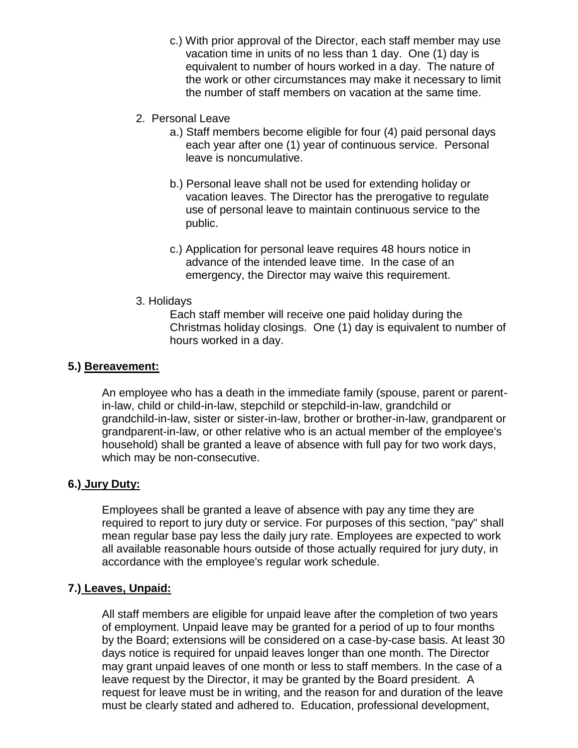c.) With prior approval of the Director, each staff member may use vacation time in units of no less than 1 day. One (1) day is equivalent to number of hours worked in a day. The nature of the work or other circumstances may make it necessary to limit the number of staff members on vacation at the same time.

2. Personal Leave

a.) Staff members become eligible for four (4) paid personal days each year after one (1) year of continuous service. Personal leave is noncumulative.

b.) Personal leave shall not be used for extending holiday or vacation leaves. The Director has the prerogative to regulate use of personal leave to maintain continuous service to the public.

c.) Application for personal leave requires 48 hours notice in advance of the intended leave time. In the case of an emergency, the Director may waive this requirement.

3. Holidays

Each staff member will receive one paid holiday during the Christmas holiday closings. One (1) day is equivalent to number of hours worked in a day.

**5.) <u>Bereavement:</u>**

An employee who has a death in the immediate family (spouse, parent or parent-in-law, child or child-in-law, stepchild or stepchild-in-law, grandchild or grandchild-in-law, sister or sister-in-law, brother or brother-in-law, grandparent or grandparent-in-law, or other relative who is an actual member of the employee's household) shall be granted a leave of absence with full pay for two work days, which may be non-consecutive.

**6.) <u>Jury Duty:</u>**

Employees shall be granted a leave of absence with pay any time they are required to report to jury duty or service. For purposes of this section, "pay" shall mean regular base pay less the daily jury rate. Employees are expected to work all available reasonable hours outside of those actually required for jury duty, in accordance with the employee's regular work schedule.

**7.) <u>Leaves, Unpaid:</u>**

All staff members are eligible for unpaid leave after the completion of two years of employment. Unpaid leave may be granted for a period of up to four months by the Board; extensions will be considered on a case-by-case basis. At least 30 days notice is required for unpaid leaves longer than one month. The Director may grant unpaid leaves of one month or less to staff members. In the case of a leave request by the Director, it may be granted by the Board president. A request for leave must be in writing, and the reason for and duration of the leave must be clearly stated and adhered to. Education, professional development,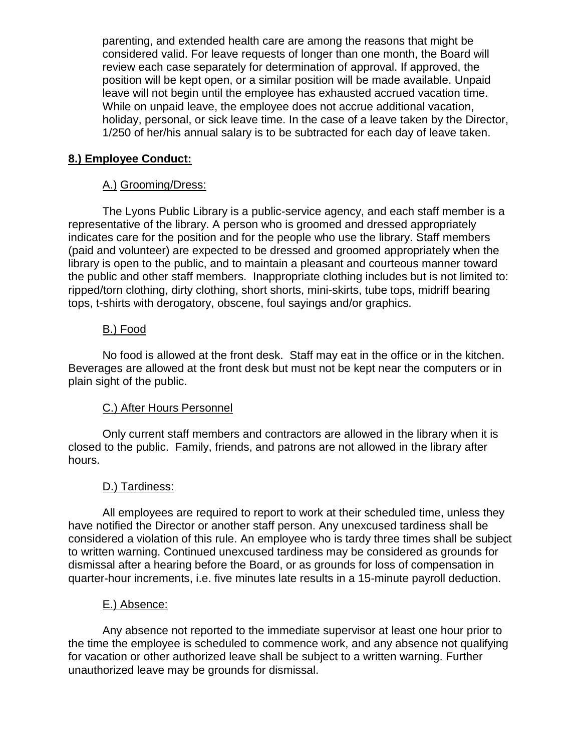parenting, and extended health care are among the reasons that might be considered valid. For leave requests of longer than one month, the Board will review each case separately for determination of approval. If approved, the position will be kept open, or a similar position will be made available. Unpaid leave will not begin until the employee has exhausted accrued vacation time. While on unpaid leave, the employee does not accrue additional vacation, holiday, personal, or sick leave time. In the case of a leave taken by the Director, 1/250 of her/his annual salary is to be subtracted for each day of leave taken.

## **8.) Employee Conduct:**

### A.) Grooming/Dress:

The Lyons Public Library is a public-service agency, and each staff member is a representative of the library. A person who is groomed and dressed appropriately indicates care for the position and for the people who use the library. Staff members (paid and volunteer) are expected to be dressed and groomed appropriately when the library is open to the public, and to maintain a pleasant and courteous manner toward the public and other staff members. Inappropriate clothing includes but is not limited to: ripped/torn clothing, dirty clothing, short shorts, mini-skirts, tube tops, midriff bearing tops, t-shirts with derogatory, obscene, foul sayings and/or graphics.

### B.) Food

No food is allowed at the front desk. Staff may eat in the office or in the kitchen. Beverages are allowed at the front desk but must not be kept near the computers or in plain sight of the public.

### C.) After Hours Personnel

Only current staff members and contractors are allowed in the library when it is closed to the public. Family, friends, and patrons are not allowed in the library after hours.

### D.) Tardiness:

All employees are required to report to work at their scheduled time, unless they have notified the Director or another staff person. Any unexcused tardiness shall be considered a violation of this rule. An employee who is tardy three times shall be subject to written warning. Continued unexcused tardiness may be considered as grounds for dismissal after a hearing before the Board, or as grounds for loss of compensation in quarter-hour increments, i.e. five minutes late results in a 15-minute payroll deduction.

### E.) Absence:

Any absence not reported to the immediate supervisor at least one hour prior to the time the employee is scheduled to commence work, and any absence not qualifying for vacation or other authorized leave shall be subject to a written warning. Further unauthorized leave may be grounds for dismissal.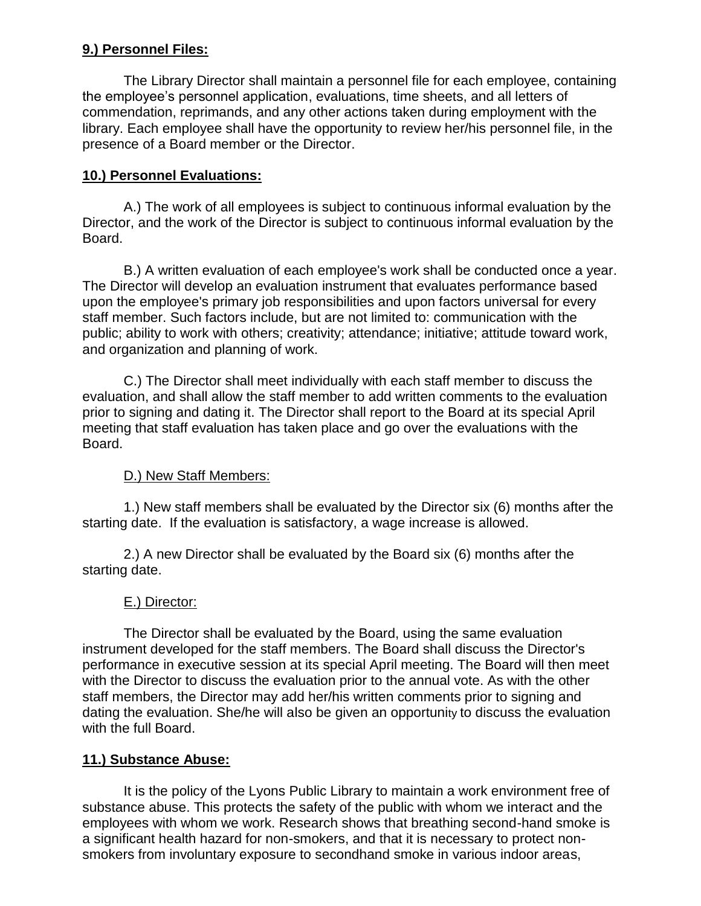**9.) Personnel Files:**

The Library Director shall maintain a personnel file for each employee, containing the employee's personnel application, evaluations, time sheets, and all letters of commendation, reprimands, and any other actions taken during employment with the library. Each employee shall have the opportunity to review her/his personnel file, in the presence of a Board member or the Director.

**10.) Personnel Evaluations:**

A.) The work of all employees is subject to continuous informal evaluation by the Director, and the work of the Director is subject to continuous informal evaluation by the Board.

B.) A written evaluation of each employee's work shall be conducted once a year. The Director will develop an evaluation instrument that evaluates performance based upon the employee's primary job responsibilities and upon factors universal for every staff member. Such factors include, but are not limited to: communication with the public; ability to work with others; creativity; attendance; initiative; attitude toward work, and organization and planning of work.

C.) The Director shall meet individually with each staff member to discuss the evaluation, and shall allow the staff member to add written comments to the evaluation prior to signing and dating it. The Director shall report to the Board at its special April meeting that staff evaluation has taken place and go over the evaluations with the Board.

D.) New Staff Members:

1.) New staff members shall be evaluated by the Director six (6) months after the starting date. If the evaluation is satisfactory, a wage increase is allowed.

2.) A new Director shall be evaluated by the Board six (6) months after the starting date.

E.) Director:

The Director shall be evaluated by the Board, using the same evaluation instrument developed for the staff members. The Board shall discuss the Director's performance in executive session at its special April meeting. The Board will then meet with the Director to discuss the evaluation prior to the annual vote. As with the other staff members, the Director may add her/his written comments prior to signing and dating the evaluation. She/he will also be given an opportunity to discuss the evaluation with the full Board.

**11.) Substance Abuse:**

It is the policy of the Lyons Public Library to maintain a work environment free of substance abuse. This protects the safety of the public with whom we interact and the employees with whom we work. Research shows that breathing second-hand smoke is a significant health hazard for non-smokers, and that it is necessary to protect non-smokers from involuntary exposure to secondhand smoke in various indoor areas,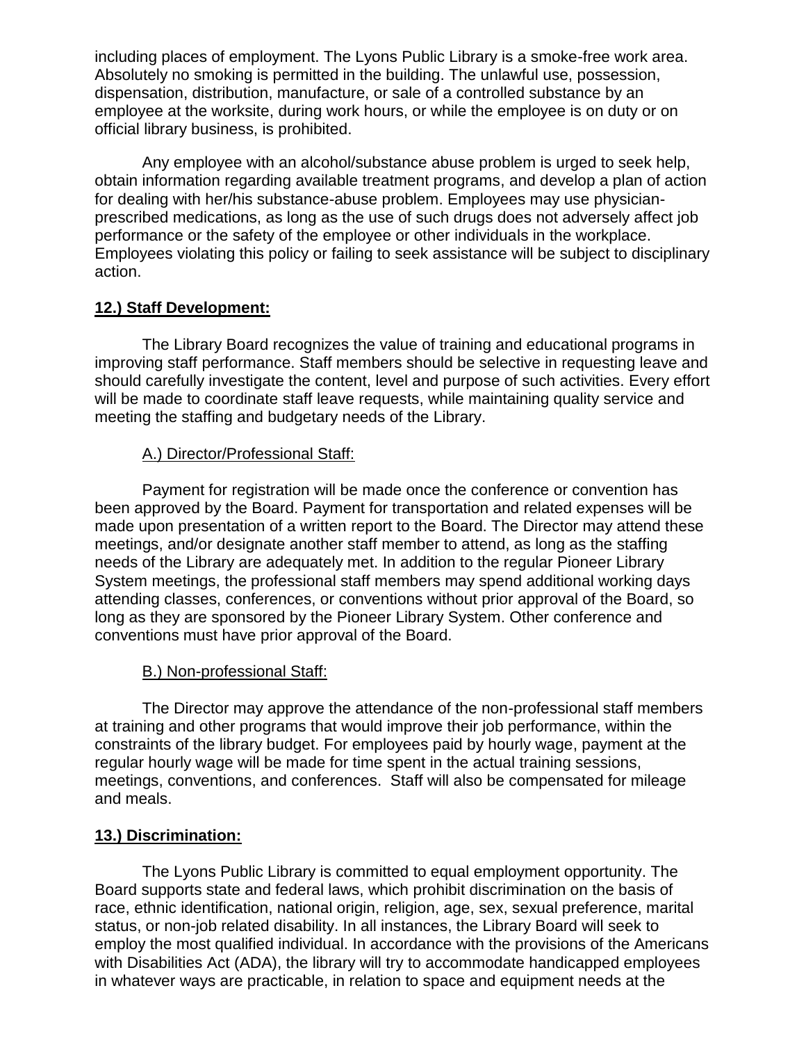including places of employment. The Lyons Public Library is a smoke-free work area. Absolutely no smoking is permitted in the building. The unlawful use, possession, dispensation, distribution, manufacture, or sale of a controlled substance by an employee at the worksite, during work hours, or while the employee is on duty or on official library business, is prohibited.

Any employee with an alcohol/substance abuse problem is urged to seek help, obtain information regarding available treatment programs, and develop a plan of action for dealing with her/his substance-abuse problem. Employees may use physician-prescribed medications, as long as the use of such drugs does not adversely affect job performance or the safety of the employee or other individuals in the workplace. Employees violating this policy or failing to seek assistance will be subject to disciplinary action.

## 12.) Staff Development:

The Library Board recognizes the value of training and educational programs in improving staff performance. Staff members should be selective in requesting leave and should carefully investigate the content, level and purpose of such activities. Every effort will be made to coordinate staff leave requests, while maintaining quality service and meeting the staffing and budgetary needs of the Library.

### A.) Director/Professional Staff:

Payment for registration will be made once the conference or convention has been approved by the Board. Payment for transportation and related expenses will be made upon presentation of a written report to the Board. The Director may attend these meetings, and/or designate another staff member to attend, as long as the staffing needs of the Library are adequately met. In addition to the regular Pioneer Library System meetings, the professional staff members may spend additional working days attending classes, conferences, or conventions without prior approval of the Board, so long as they are sponsored by the Pioneer Library System. Other conference and conventions must have prior approval of the Board.

### B.) Non-professional Staff:

The Director may approve the attendance of the non-professional staff members at training and other programs that would improve their job performance, within the constraints of the library budget. For employees paid by hourly wage, payment at the regular hourly wage will be made for time spent in the actual training sessions, meetings, conventions, and conferences. Staff will also be compensated for mileage and meals.

## 13.) Discrimination:

The Lyons Public Library is committed to equal employment opportunity. The Board supports state and federal laws, which prohibit discrimination on the basis of race, ethnic identification, national origin, religion, age, sex, sexual preference, marital status, or non-job related disability. In all instances, the Library Board will seek to employ the most qualified individual. In accordance with the provisions of the Americans with Disabilities Act (ADA), the library will try to accommodate handicapped employees in whatever ways are practicable, in relation to space and equipment needs at the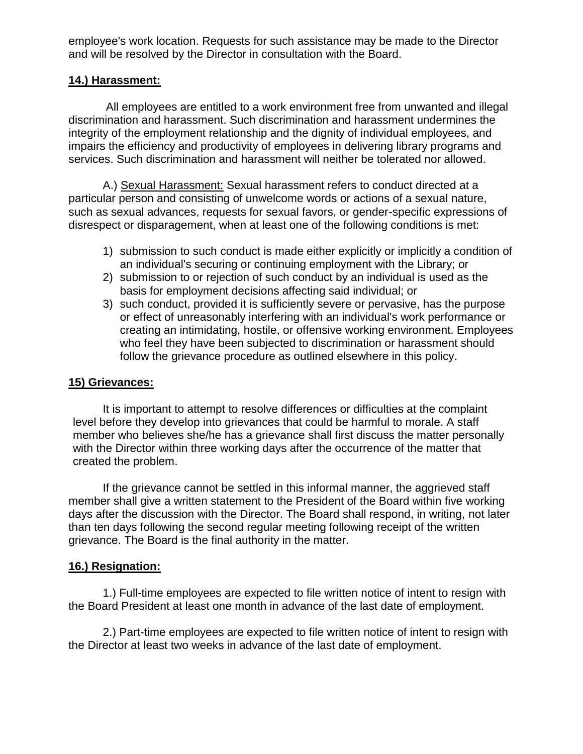employee's work location. Requests for such assistance may be made to the Director and will be resolved by the Director in consultation with the Board.

**14.) Harassment:**

All employees are entitled to a work environment free from unwanted and illegal discrimination and harassment. Such discrimination and harassment undermines the integrity of the employment relationship and the dignity of individual employees, and impairs the efficiency and productivity of employees in delivering library programs and services. Such discrimination and harassment will neither be tolerated nor allowed.

A.) Sexual Harassment: Sexual harassment refers to conduct directed at a particular person and consisting of unwelcome words or actions of a sexual nature, such as sexual advances, requests for sexual favors, or gender-specific expressions of disrespect or disparagement, when at least one of the following conditions is met:

1) submission to such conduct is made either explicitly or implicitly a condition of an individual's securing or continuing employment with the Library; or
2) submission to or rejection of such conduct by an individual is used as the basis for employment decisions affecting said individual; or
3) such conduct, provided it is sufficiently severe or pervasive, has the purpose or effect of unreasonably interfering with an individual's work performance or creating an intimidating, hostile, or offensive working environment. Employees who feel they have been subjected to discrimination or harassment should follow the grievance procedure as outlined elsewhere in this policy.

**15) Grievances:**

It is important to attempt to resolve differences or difficulties at the complaint level before they develop into grievances that could be harmful to morale. A staff member who believes she/he has a grievance shall first discuss the matter personally with the Director within three working days after the occurrence of the matter that created the problem.

If the grievance cannot be settled in this informal manner, the aggrieved staff member shall give a written statement to the President of the Board within five working days after the discussion with the Director. The Board shall respond, in writing, not later than ten days following the second regular meeting following receipt of the written grievance. The Board is the final authority in the matter.

**16.) Resignation:**

1.) Full-time employees are expected to file written notice of intent to resign with the Board President at least one month in advance of the last date of employment.

2.) Part-time employees are expected to file written notice of intent to resign with the Director at least two weeks in advance of the last date of employment.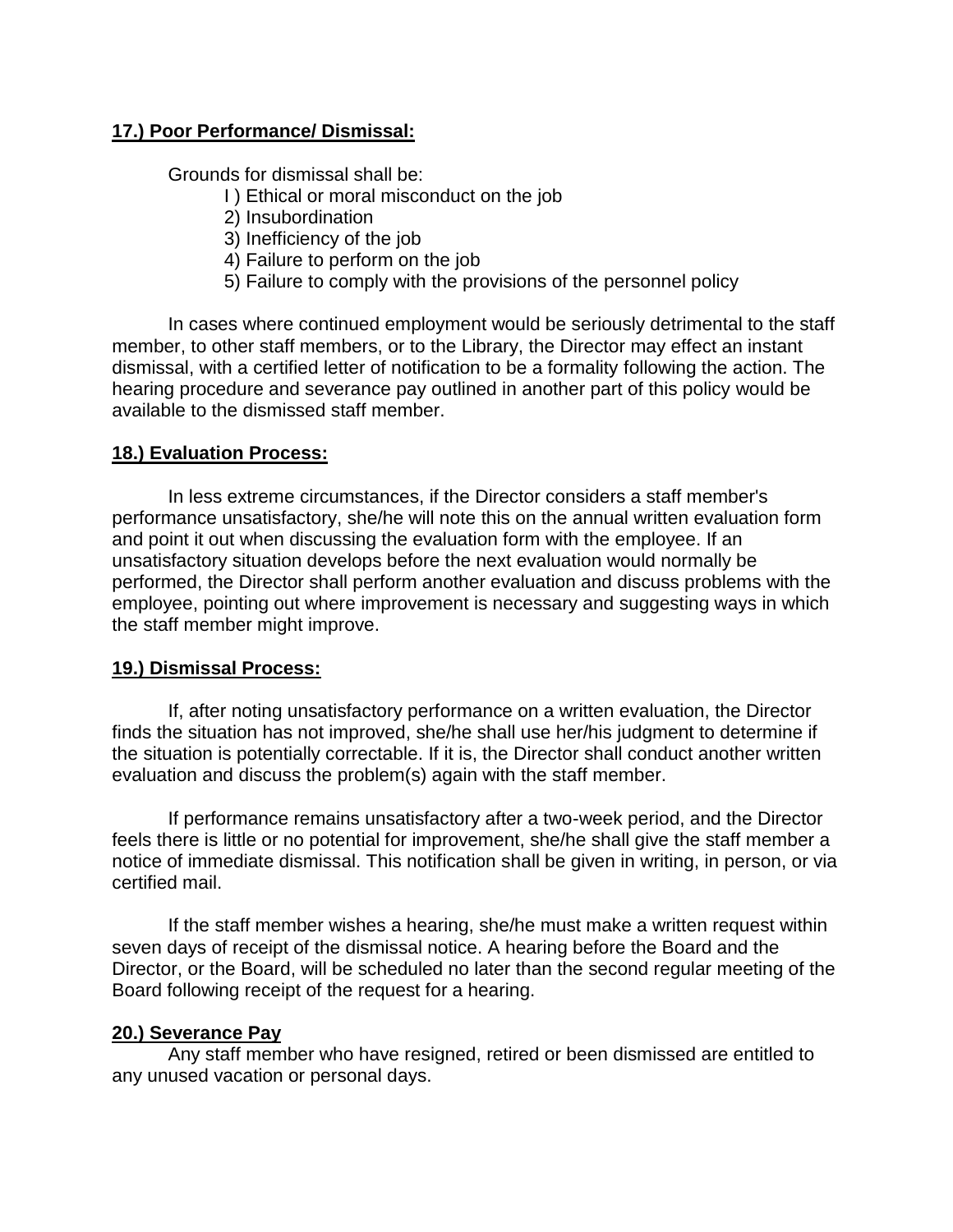**17.) Poor Performance/ Dismissal:**

Grounds for dismissal shall be:

I ) Ethical or moral misconduct on the job
2) Insubordination
3) Inefficiency of the job
4) Failure to perform on the job
5) Failure to comply with the provisions of the personnel policy

In cases where continued employment would be seriously detrimental to the staff member, to other staff members, or to the Library, the Director may effect an instant dismissal, with a certified letter of notification to be a formality following the action. The hearing procedure and severance pay outlined in another part of this policy would be available to the dismissed staff member.

**18.) Evaluation Process:**

In less extreme circumstances, if the Director considers a staff member's performance unsatisfactory, she/he will note this on the annual written evaluation form and point it out when discussing the evaluation form with the employee. If an unsatisfactory situation develops before the next evaluation would normally be performed, the Director shall perform another evaluation and discuss problems with the employee, pointing out where improvement is necessary and suggesting ways in which the staff member might improve.

**19.) Dismissal Process:**

If, after noting unsatisfactory performance on a written evaluation, the Director finds the situation has not improved, she/he shall use her/his judgment to determine if the situation is potentially correctable. If it is, the Director shall conduct another written evaluation and discuss the problem(s) again with the staff member.

If performance remains unsatisfactory after a two-week period, and the Director feels there is little or no potential for improvement, she/he shall give the staff member a notice of immediate dismissal. This notification shall be given in writing, in person, or via certified mail.

If the staff member wishes a hearing, she/he must make a written request within seven days of receipt of the dismissal notice. A hearing before the Board and the Director, or the Board, will be scheduled no later than the second regular meeting of the Board following receipt of the request for a hearing.

**20.) Severance Pay**

Any staff member who have resigned, retired or been dismissed are entitled to any unused vacation or personal days.